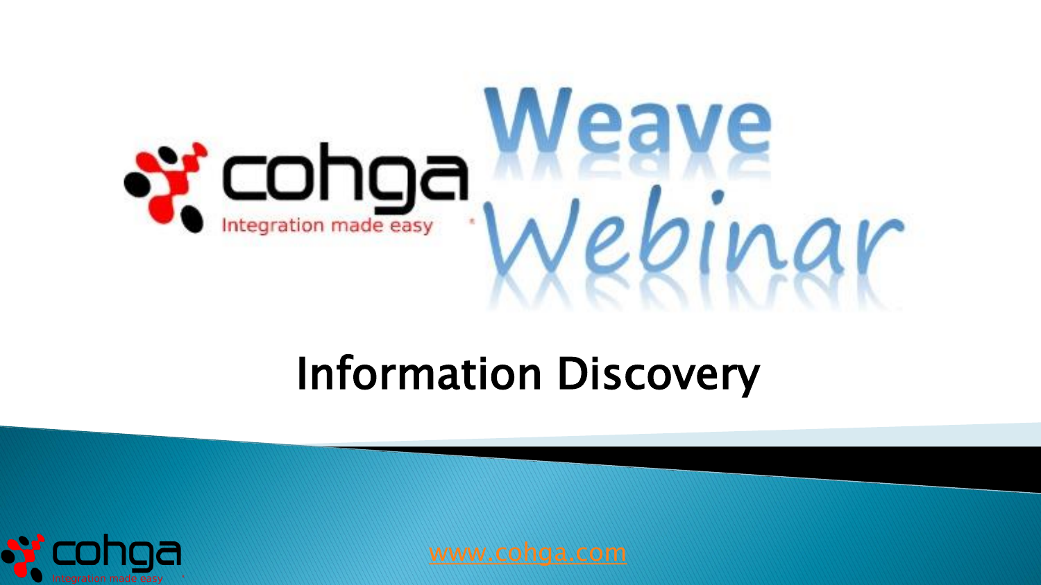# cohga Weave Webinar

Integration made easy

## Information Discovery

www.cohga.com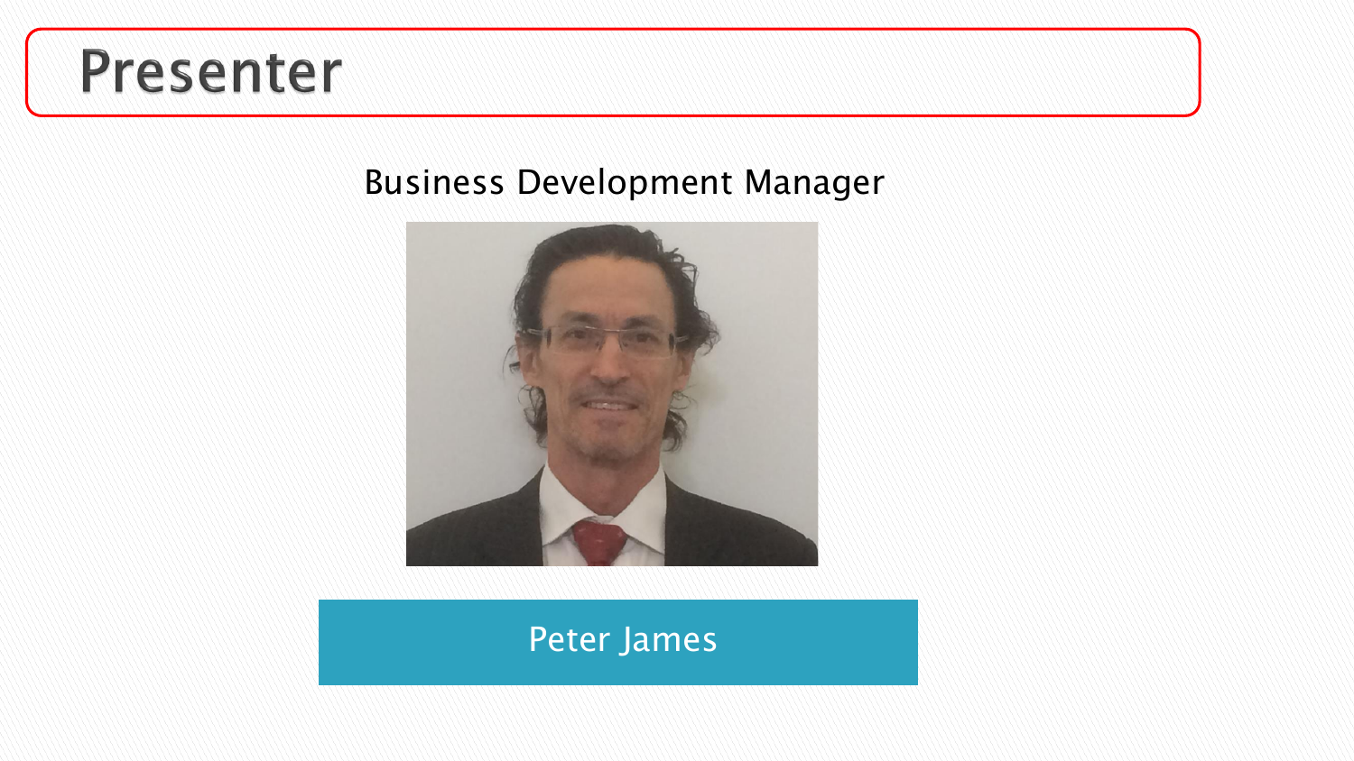# Presenter

Business Development Manager

Peter James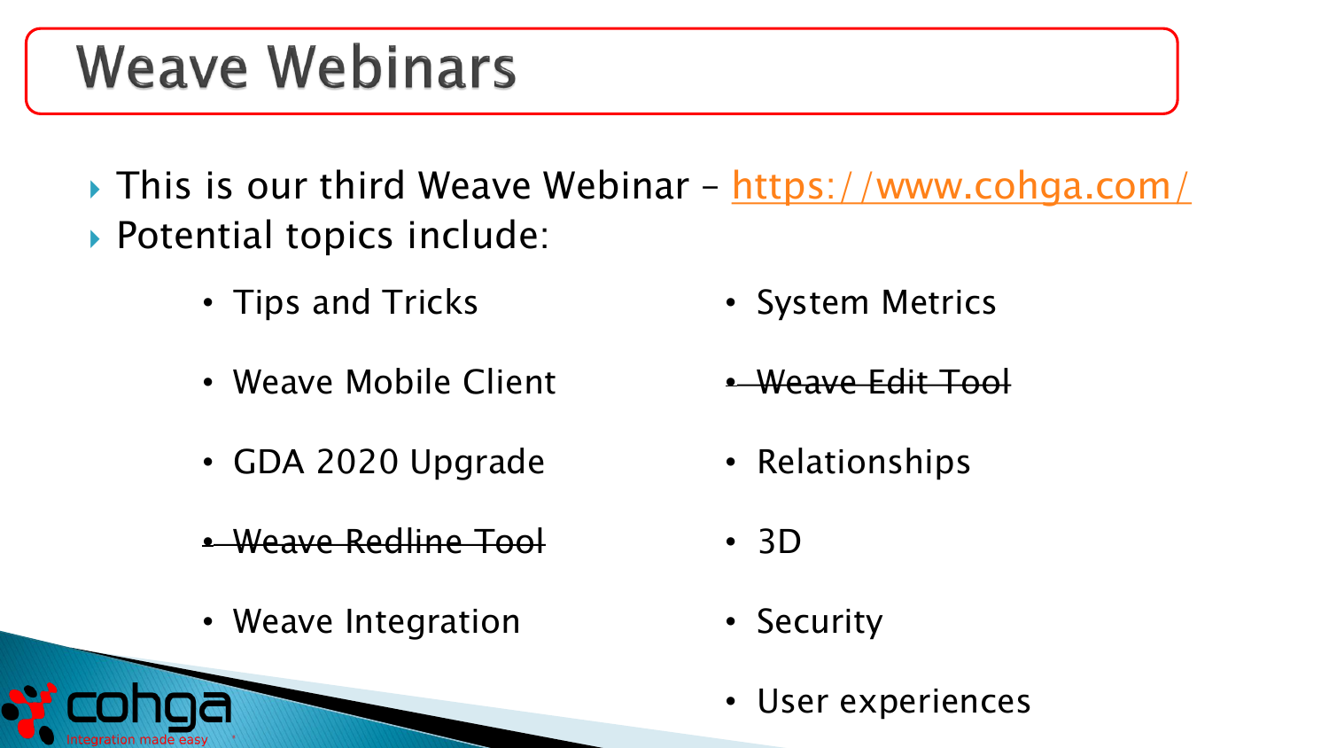# Weave Webinars

- This is our third Weave Webinar – [https://www.cohga.com/](https://www.cohga.com/)
- Potential topics include:
  - Tips and Tricks
  - Weave Mobile Client
  - GDA 2020 Upgrade
  - ~~Weave Redline Tool~~
  - Weave Integration
  - System Metrics
  - ~~Weave Edit Tool~~
  - Relationships
  - 3D
  - Security
  - User experiences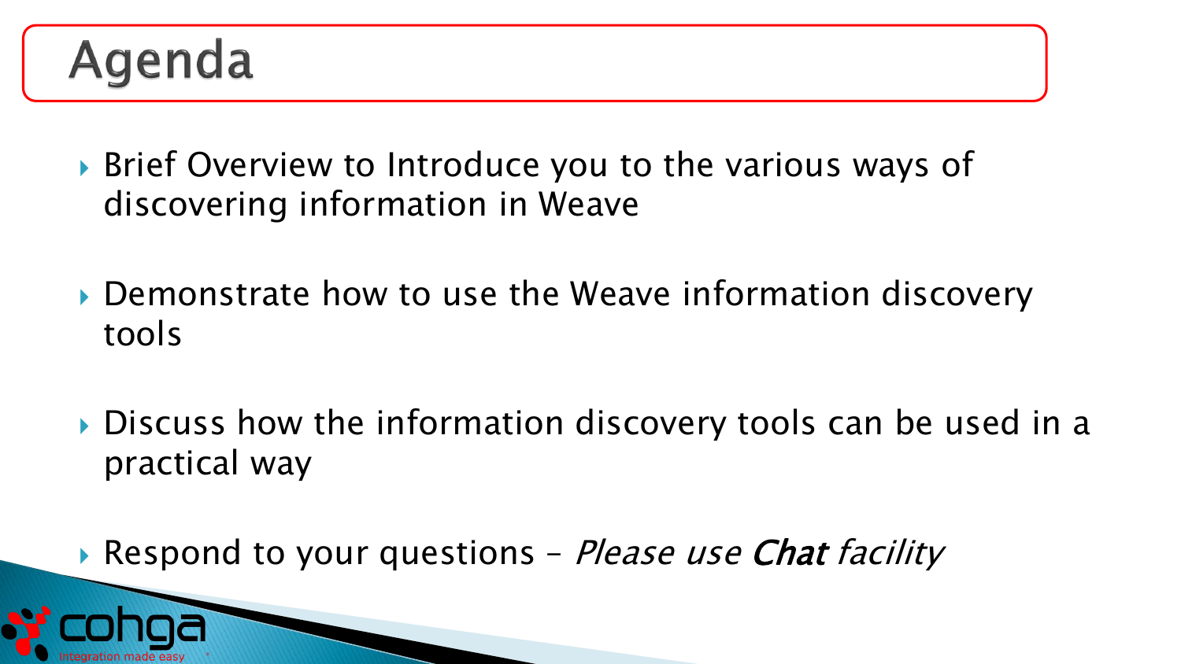# Agenda

- Brief Overview to Introduce you to the various ways of discovering information in Weave
- Demonstrate how to use the Weave information discovery tools
- Discuss how the information discovery tools can be used in a practical way
- Respond to your questions – *Please use **Chat** facility*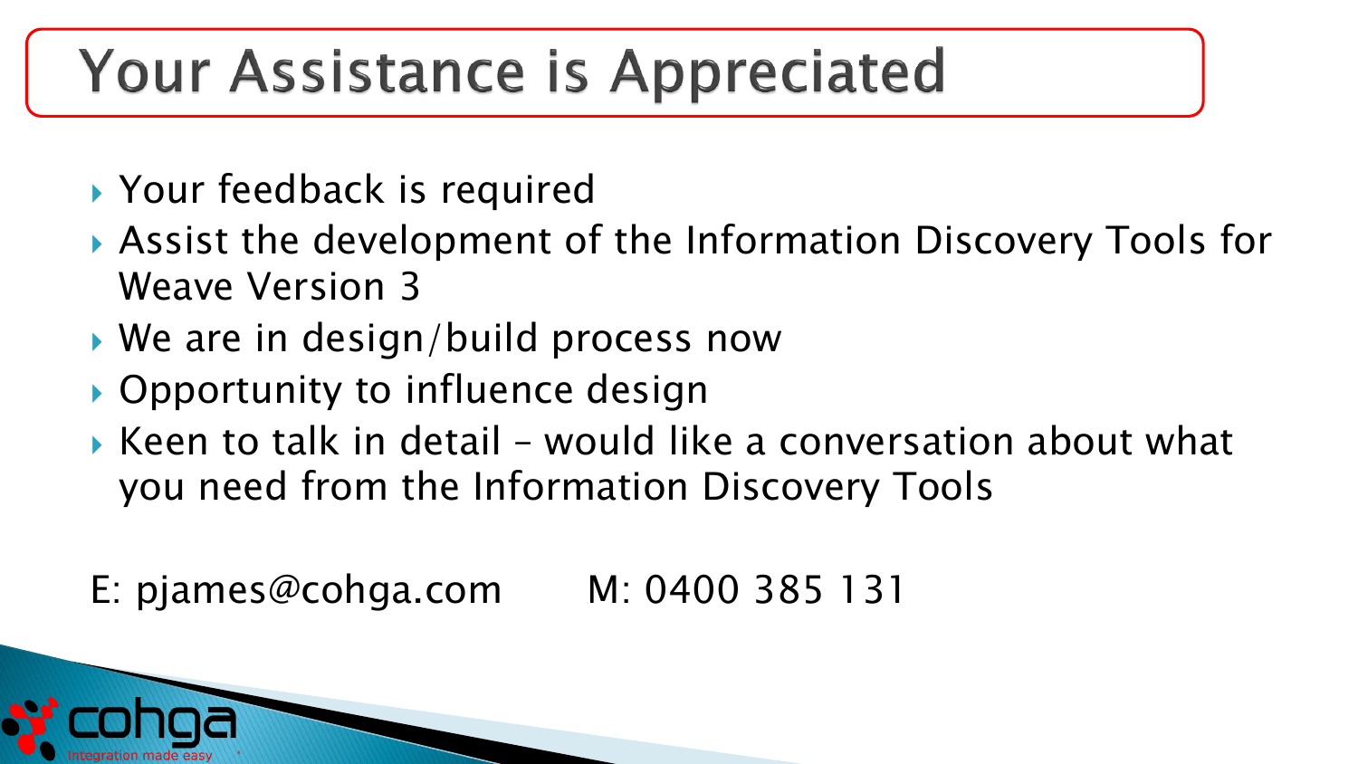# Your Assistance is Appreciated

- Your feedback is required
- Assist the development of the Information Discovery Tools for Weave Version 3
- We are in design/build process now
- Opportunity to influence design
- Keen to talk in detail – would like a conversation about what you need from the Information Discovery Tools

E: pjames@cohga.com M: 0400 385 131

cohga
Integration made easy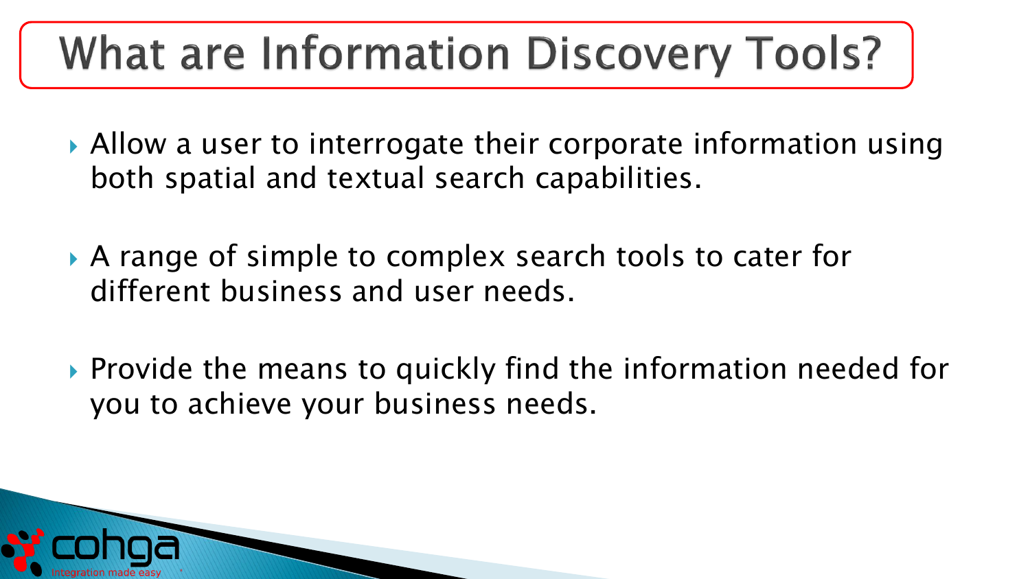# What are Information Discovery Tools?

- Allow a user to interrogate their corporate information using both spatial and textual search capabilities.
- A range of simple to complex search tools to cater for different business and user needs.
- Provide the means to quickly find the information needed for you to achieve your business needs.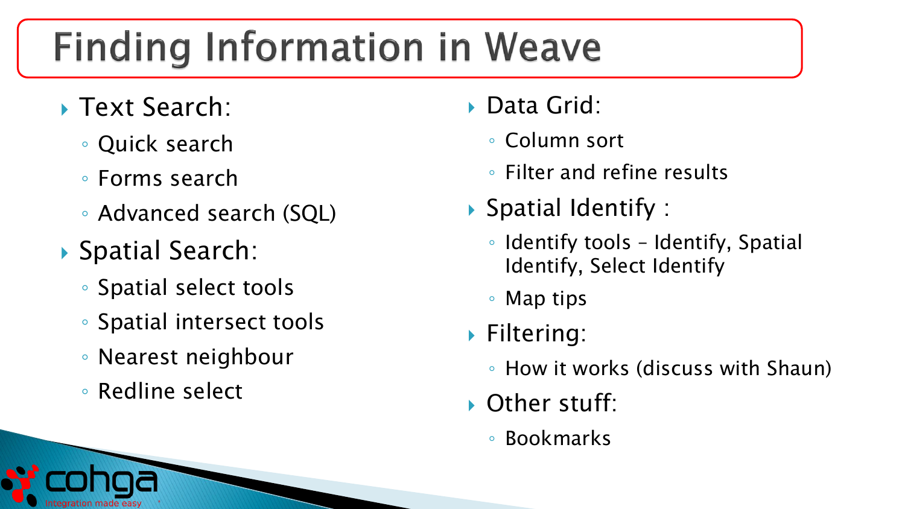# Finding Information in Weave

- Text Search:
  - Quick search
  - Forms search
  - Advanced search (SQL)
- Spatial Search:
  - Spatial select tools
  - Spatial intersect tools
  - Nearest neighbour
  - Redline select
- Data Grid:
  - Column sort
  - Filter and refine results
- Spatial Identify :
  - Identify tools – Identify, Spatial Identify, Select Identify
  - Map tips
- Filtering:
  - How it works (discuss with Shaun)
- Other stuff:
  - Bookmarks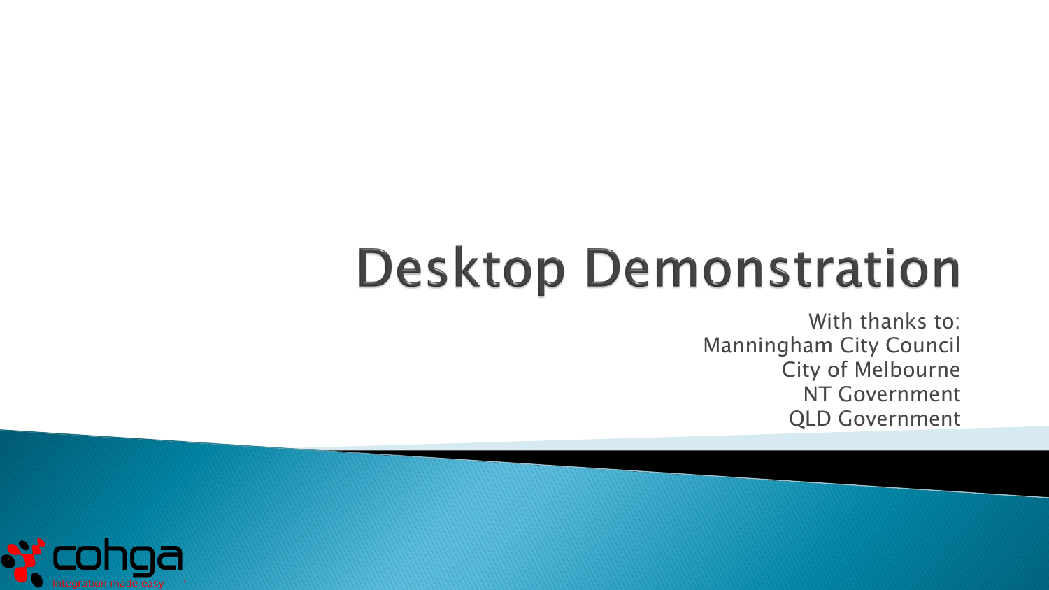# Desktop Demonstration

With thanks to:
Manningham City Council
City of Melbourne
NT Government
QLD Government

cohga
integration made easy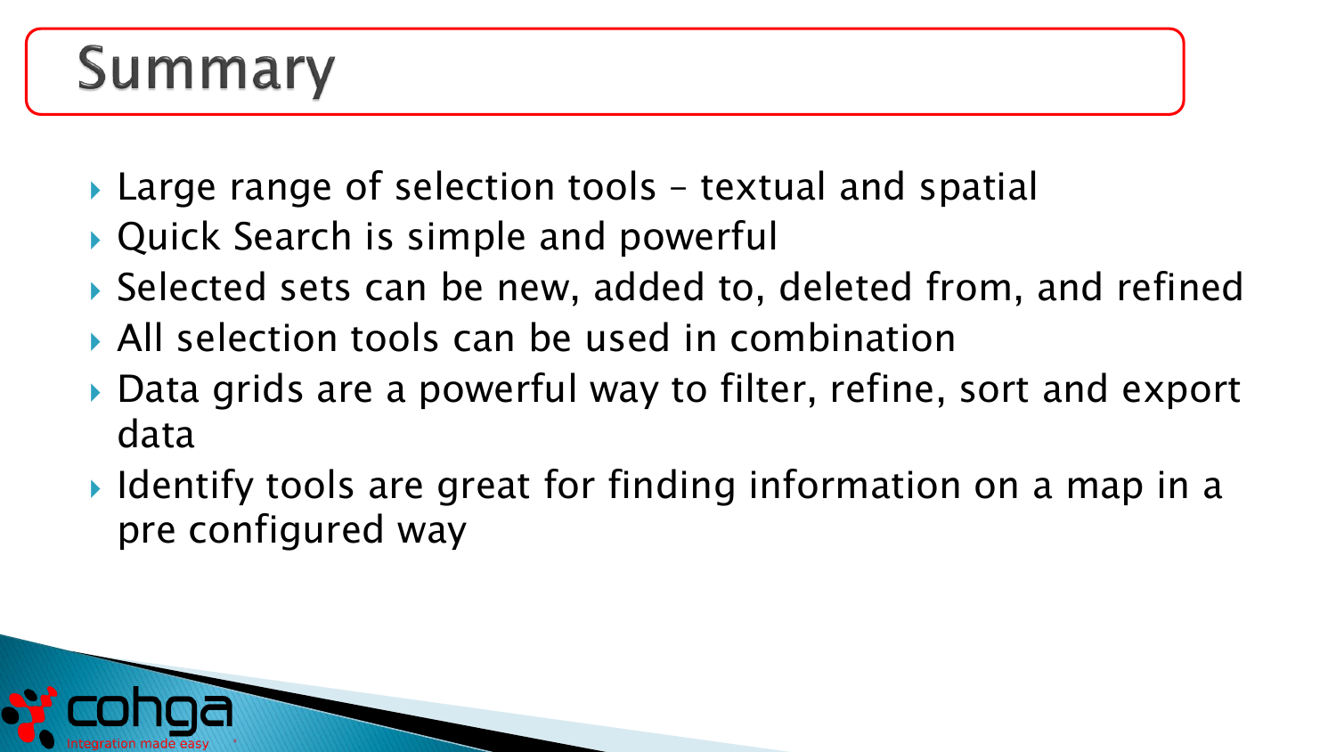# Summary

- Large range of selection tools – textual and spatial
- Quick Search is simple and powerful
- Selected sets can be new, added to, deleted from, and refined
- All selection tools can be used in combination
- Data grids are a powerful way to filter, refine, sort and export data
- Identify tools are great for finding information on a map in a pre configured way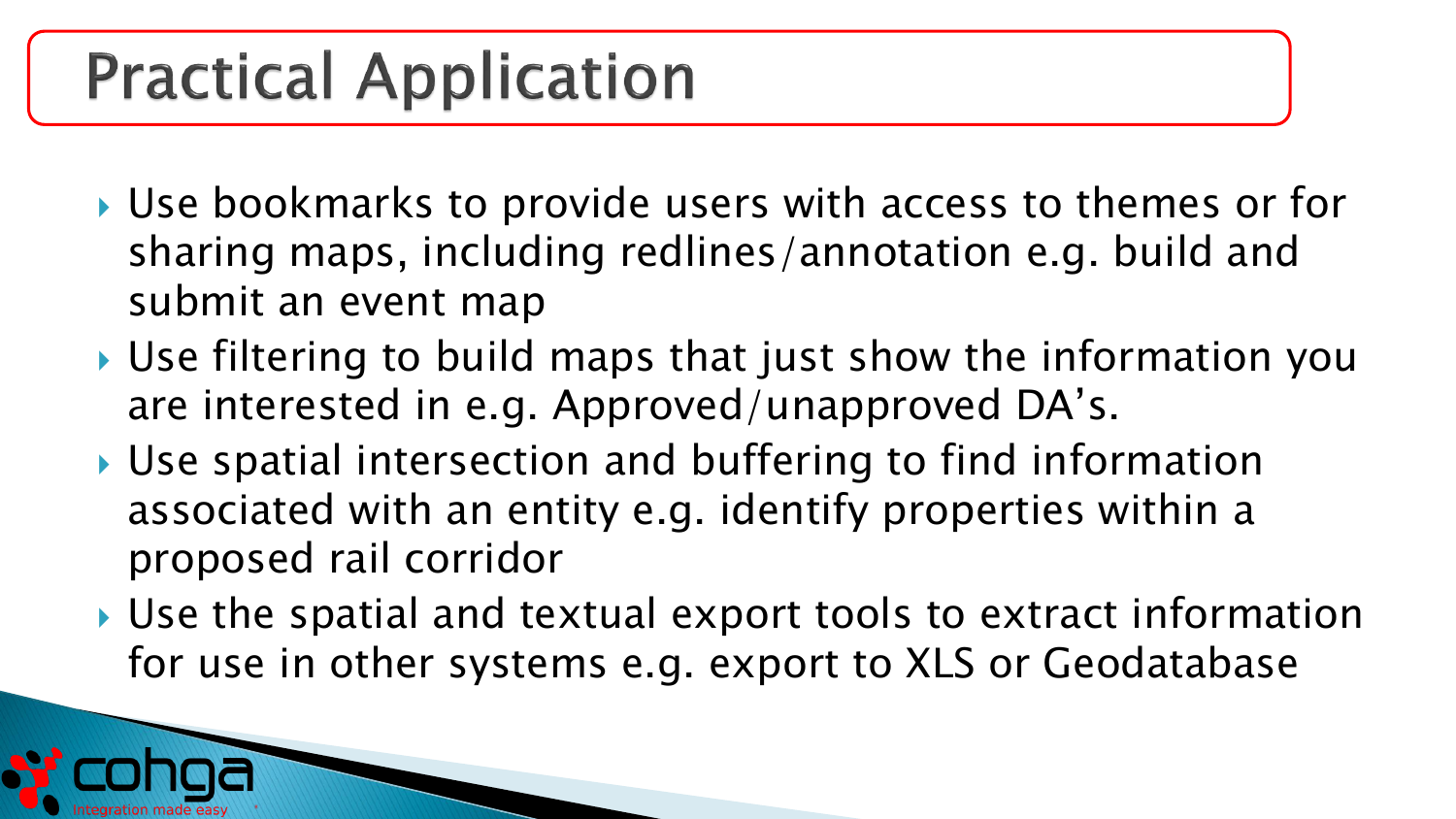# Practical Application

- Use bookmarks to provide users with access to themes or for sharing maps, including redlines/annotation e.g. build and submit an event map
- Use filtering to build maps that just show the information you are interested in e.g. Approved/unapproved DA's.
- Use spatial intersection and buffering to find information associated with an entity e.g. identify properties within a proposed rail corridor
- Use the spatial and textual export tools to extract information for use in other systems e.g. export to XLS or Geodatabase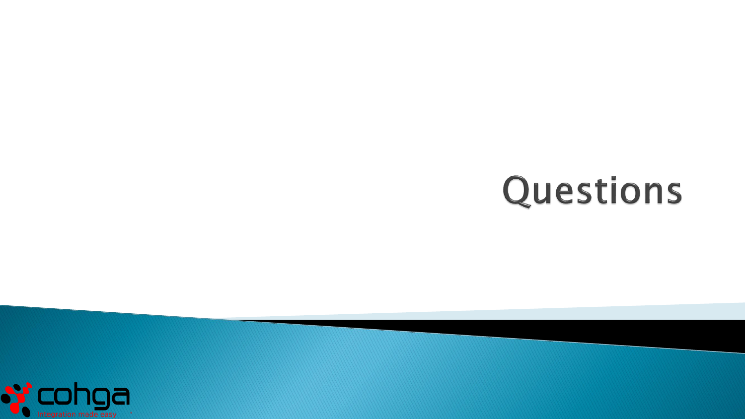# Questions